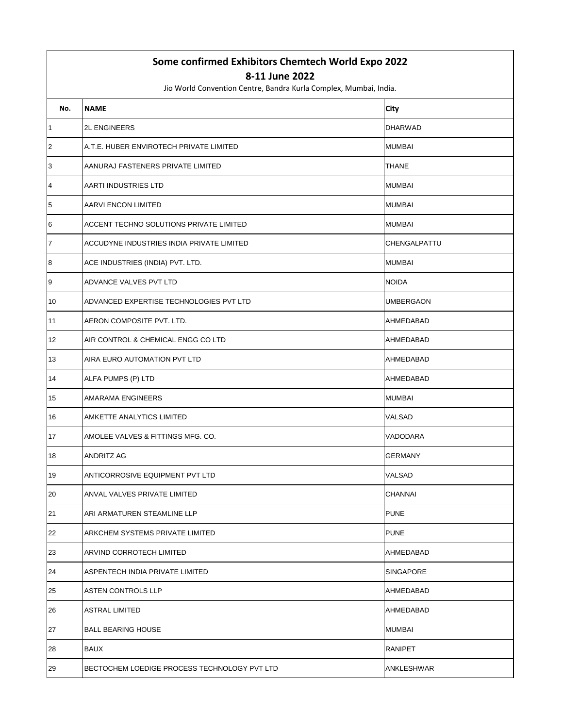## Some confirmed Exhibitors Chemtech World Expo 2022

### 8-11 June 2022

Jio World Convention Centre, Bandra Kurla Complex, Mumbai, India.

| No. | NAME | City |
|---|---|---|
| 1 | 2L ENGINEERS | DHARWAD |
| 2 | A.T.E. HUBER ENVIROTECH PRIVATE LIMITED | MUMBAI |
| 3 | AANURAJ FASTENERS PRIVATE LIMITED | THANE |
| 4 | AARTI INDUSTRIES LTD | MUMBAI |
| 5 | AARVI ENCON LIMITED | MUMBAI |
| 6 | ACCENT TECHNO SOLUTIONS PRIVATE LIMITED | MUMBAI |
| 7 | ACCUDYNE INDUSTRIES INDIA PRIVATE LIMITED | CHENGALPATTU |
| 8 | ACE INDUSTRIES (INDIA) PVT. LTD. | MUMBAI |
| 9 | ADVANCE VALVES PVT LTD | NOIDA |
| 10 | ADVANCED EXPERTISE TECHNOLOGIES PVT LTD | UMBERGAON |
| 11 | AERON COMPOSITE PVT. LTD. | AHMEDABAD |
| 12 | AIR CONTROL & CHEMICAL ENGG CO LTD | AHMEDABAD |
| 13 | AIRA EURO AUTOMATION PVT LTD | AHMEDABAD |
| 14 | ALFA PUMPS (P) LTD | AHMEDABAD |
| 15 | AMARAMA ENGINEERS | MUMBAI |
| 16 | AMKETTE ANALYTICS LIMITED | VALSAD |
| 17 | AMOLEE VALVES & FITTINGS MFG. CO. | VADODARA |
| 18 | ANDRITZ AG | GERMANY |
| 19 | ANTICORROSIVE EQUIPMENT PVT LTD | VALSAD |
| 20 | ANVAL VALVES PRIVATE LIMITED | CHANNAI |
| 21 | ARI ARMATUREN STEAMLINE LLP | PUNE |
| 22 | ARKCHEM SYSTEMS PRIVATE LIMITED | PUNE |
| 23 | ARVIND CORROTECH LIMITED | AHMEDABAD |
| 24 | ASPENTECH INDIA PRIVATE LIMITED | SINGAPORE |
| 25 | ASTEN CONTROLS LLP | AHMEDABAD |
| 26 | ASTRAL LIMITED | AHMEDABAD |
| 27 | BALL BEARING HOUSE | MUMBAI |
| 28 | BAUX | RANIPET |
| 29 | BECTOCHEM LOEDIGE PROCESS TECHNOLOGY PVT LTD | ANKLESHWAR |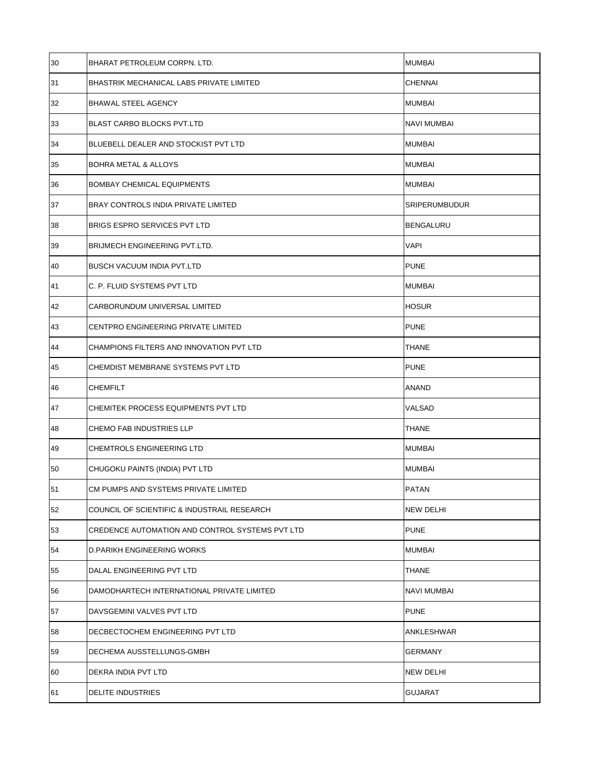| | | |
|---|---|---|
| 30 | BHARAT PETROLEUM CORPN. LTD. | MUMBAI |
| 31 | BHASTRIK MECHANICAL LABS PRIVATE LIMITED | CHENNAI |
| 32 | BHAWAL STEEL AGENCY | MUMBAI |
| 33 | BLAST CARBO BLOCKS PVT.LTD | NAVI MUMBAI |
| 34 | BLUEBELL DEALER AND STOCKIST PVT LTD | MUMBAI |
| 35 | BOHRA METAL & ALLOYS | MUMBAI |
| 36 | BOMBAY CHEMICAL EQUIPMENTS | MUMBAI |
| 37 | BRAY CONTROLS INDIA PRIVATE LIMITED | SRIPERUMBUDUR |
| 38 | BRIGS ESPRO SERVICES PVT LTD | BENGALURU |
| 39 | BRIJMECH ENGINEERING PVT.LTD. | VAPI |
| 40 | BUSCH VACUUM INDIA PVT.LTD | PUNE |
| 41 | C. P. FLUID SYSTEMS PVT LTD | MUMBAI |
| 42 | CARBORUNDUM UNIVERSAL LIMITED | HOSUR |
| 43 | CENTPRO ENGINEERING PRIVATE LIMITED | PUNE |
| 44 | CHAMPIONS FILTERS AND INNOVATION PVT LTD | THANE |
| 45 | CHEMDIST MEMBRANE SYSTEMS PVT LTD | PUNE |
| 46 | CHEMFILT | ANAND |
| 47 | CHEMITEK PROCESS EQUIPMENTS PVT LTD | VALSAD |
| 48 | CHEMO FAB INDUSTRIES LLP | THANE |
| 49 | CHEMTROLS ENGINEERING LTD | MUMBAI |
| 50 | CHUGOKU PAINTS (INDIA) PVT LTD | MUMBAI |
| 51 | CM PUMPS AND SYSTEMS PRIVATE LIMITED | PATAN |
| 52 | COUNCIL OF SCIENTIFIC & INDUSTRAIL RESEARCH | NEW DELHI |
| 53 | CREDENCE AUTOMATION AND CONTROL SYSTEMS PVT LTD | PUNE |
| 54 | D.PARIKH ENGINEERING WORKS | MUMBAI |
| 55 | DALAL ENGINEERING PVT LTD | THANE |
| 56 | DAMODHARTECH INTERNATIONAL PRIVATE LIMITED | NAVI MUMBAI |
| 57 | DAVSGEMINI VALVES PVT LTD | PUNE |
| 58 | DECBECTOCHEM ENGINEERING PVT LTD | ANKLESHWAR |
| 59 | DECHEMA AUSSTELLUNGS-GMBH | GERMANY |
| 60 | DEKRA INDIA PVT LTD | NEW DELHI |
| 61 | DELITE INDUSTRIES | GUJARAT |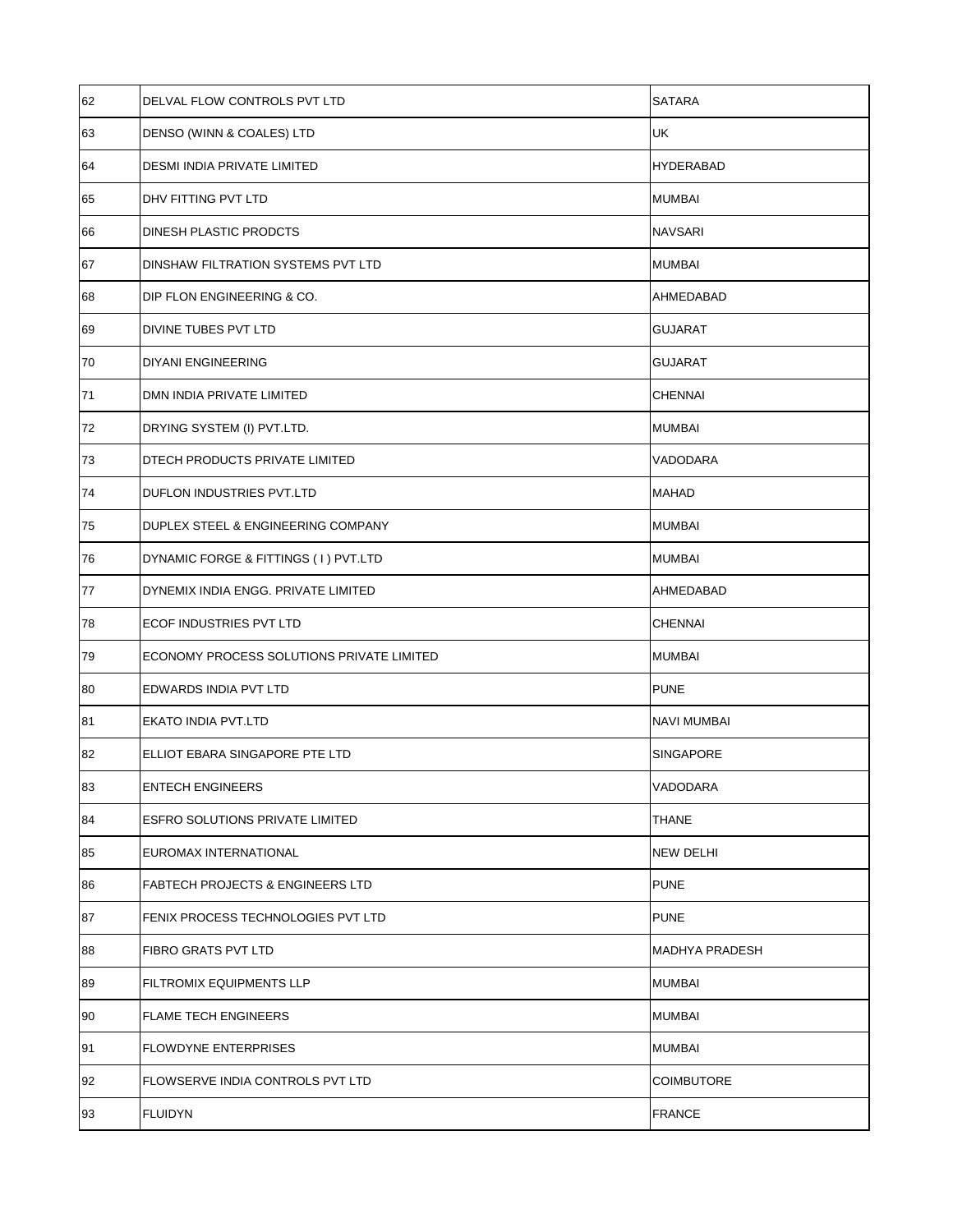| 62 | DELVAL FLOW CONTROLS PVT LTD | SATARA |
|---|---|---|
| 63 | DENSO (WINN & COALES) LTD | UK |
| 64 | DESMI INDIA PRIVATE LIMITED | HYDERABAD |
| 65 | DHV FITTING PVT LTD | MUMBAI |
| 66 | DINESH PLASTIC PRODCTS | NAVSARI |
| 67 | DINSHAW FILTRATION SYSTEMS PVT LTD | MUMBAI |
| 68 | DIP FLON ENGINEERING & CO. | AHMEDABAD |
| 69 | DIVINE TUBES PVT LTD | GUJARAT |
| 70 | DIYANI ENGINEERING | GUJARAT |
| 71 | DMN INDIA PRIVATE LIMITED | CHENNAI |
| 72 | DRYING SYSTEM (I) PVT.LTD. | MUMBAI |
| 73 | DTECH PRODUCTS PRIVATE LIMITED | VADODARA |
| 74 | DUFLON INDUSTRIES PVT.LTD | MAHAD |
| 75 | DUPLEX STEEL & ENGINEERING COMPANY | MUMBAI |
| 76 | DYNAMIC FORGE & FITTINGS ( I ) PVT.LTD | MUMBAI |
| 77 | DYNEMIX INDIA ENGG. PRIVATE LIMITED | AHMEDABAD |
| 78 | ECOF INDUSTRIES PVT LTD | CHENNAI |
| 79 | ECONOMY PROCESS SOLUTIONS PRIVATE LIMITED | MUMBAI |
| 80 | EDWARDS INDIA PVT LTD | PUNE |
| 81 | EKATO INDIA PVT.LTD | NAVI MUMBAI |
| 82 | ELLIOT EBARA SINGAPORE PTE LTD | SINGAPORE |
| 83 | ENTECH ENGINEERS | VADODARA |
| 84 | ESFRO SOLUTIONS PRIVATE LIMITED | THANE |
| 85 | EUROMAX INTERNATIONAL | NEW DELHI |
| 86 | FABTECH PROJECTS & ENGINEERS LTD | PUNE |
| 87 | FENIX PROCESS TECHNOLOGIES PVT LTD | PUNE |
| 88 | FIBRO GRATS PVT LTD | MADHYA PRADESH |
| 89 | FILTROMIX EQUIPMENTS LLP | MUMBAI |
| 90 | FLAME TECH ENGINEERS | MUMBAI |
| 91 | FLOWDYNE ENTERPRISES | MUMBAI |
| 92 | FLOWSERVE INDIA CONTROLS PVT LTD | COIMBUTORE |
| 93 | FLUIDYN | FRANCE |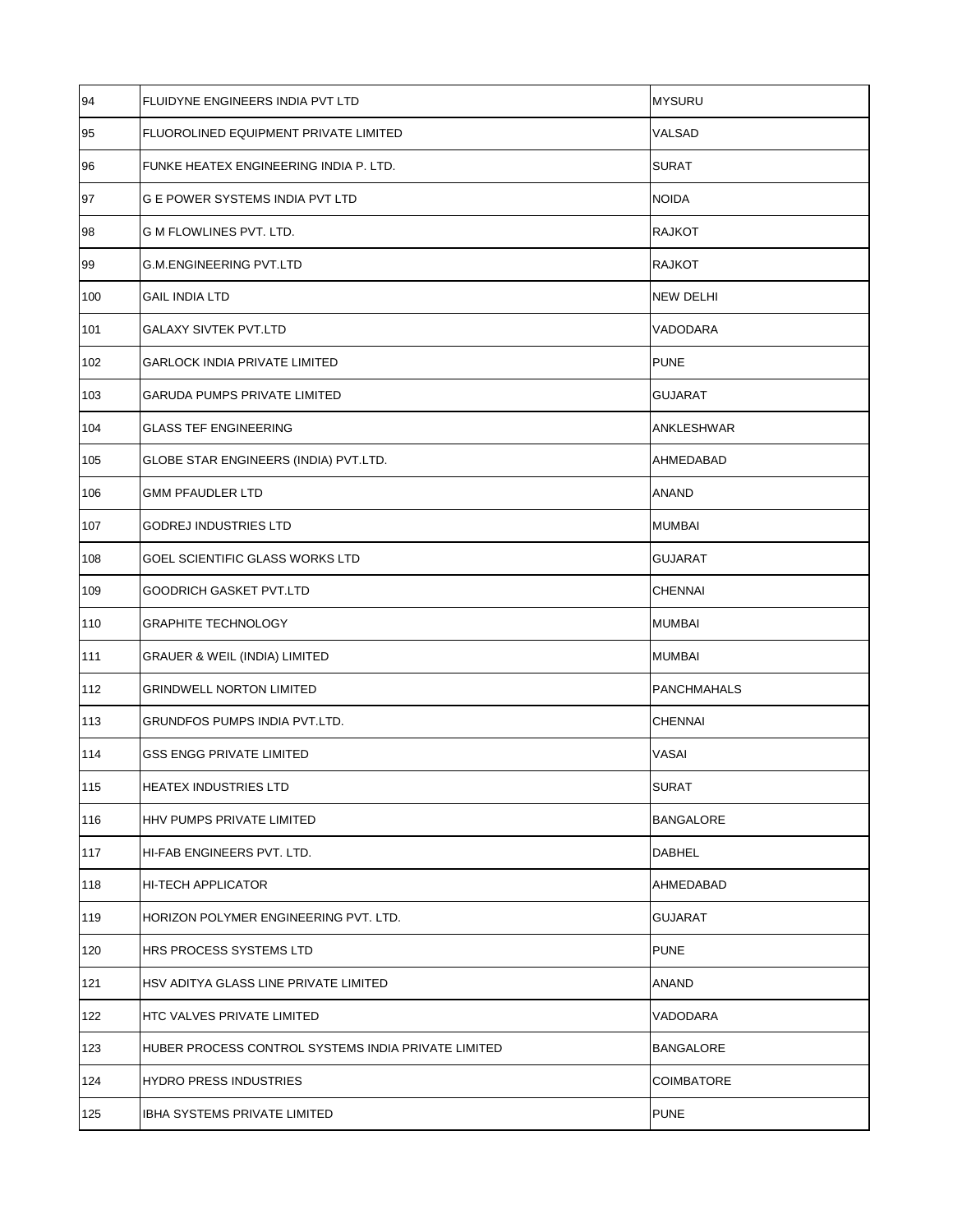| 94 | FLUIDYNE ENGINEERS INDIA PVT LTD | MYSURU |
|---|---|---|
| 95 | FLUOROLINED EQUIPMENT PRIVATE LIMITED | VALSAD |
| 96 | FUNKE HEATEX ENGINEERING INDIA P. LTD. | SURAT |
| 97 | G E POWER SYSTEMS INDIA PVT LTD | NOIDA |
| 98 | G M FLOWLINES PVT. LTD. | RAJKOT |
| 99 | G.M.ENGINEERING PVT.LTD | RAJKOT |
| 100 | GAIL INDIA LTD | NEW DELHI |
| 101 | GALAXY SIVTEK PVT.LTD | VADODARA |
| 102 | GARLOCK INDIA PRIVATE LIMITED | PUNE |
| 103 | GARUDA PUMPS PRIVATE LIMITED | GUJARAT |
| 104 | GLASS TEF ENGINEERING | ANKLESHWAR |
| 105 | GLOBE STAR ENGINEERS (INDIA) PVT.LTD. | AHMEDABAD |
| 106 | GMM PFAUDLER LTD | ANAND |
| 107 | GODREJ INDUSTRIES LTD | MUMBAI |
| 108 | GOEL SCIENTIFIC GLASS WORKS LTD | GUJARAT |
| 109 | GOODRICH GASKET PVT.LTD | CHENNAI |
| 110 | GRAPHITE TECHNOLOGY | MUMBAI |
| 111 | GRAUER & WEIL (INDIA) LIMITED | MUMBAI |
| 112 | GRINDWELL NORTON LIMITED | PANCHMAHALS |
| 113 | GRUNDFOS PUMPS INDIA PVT.LTD. | CHENNAI |
| 114 | GSS ENGG PRIVATE LIMITED | VASAI |
| 115 | HEATEX INDUSTRIES LTD | SURAT |
| 116 | HHV PUMPS PRIVATE LIMITED | BANGALORE |
| 117 | HI-FAB ENGINEERS PVT. LTD. | DABHEL |
| 118 | HI-TECH APPLICATOR | AHMEDABAD |
| 119 | HORIZON POLYMER ENGINEERING PVT. LTD. | GUJARAT |
| 120 | HRS PROCESS SYSTEMS LTD | PUNE |
| 121 | HSV ADITYA GLASS LINE PRIVATE LIMITED | ANAND |
| 122 | HTC VALVES PRIVATE LIMITED | VADODARA |
| 123 | HUBER PROCESS CONTROL SYSTEMS INDIA PRIVATE LIMITED | BANGALORE |
| 124 | HYDRO PRESS INDUSTRIES | COIMBATORE |
| 125 | IBHA SYSTEMS PRIVATE LIMITED | PUNE |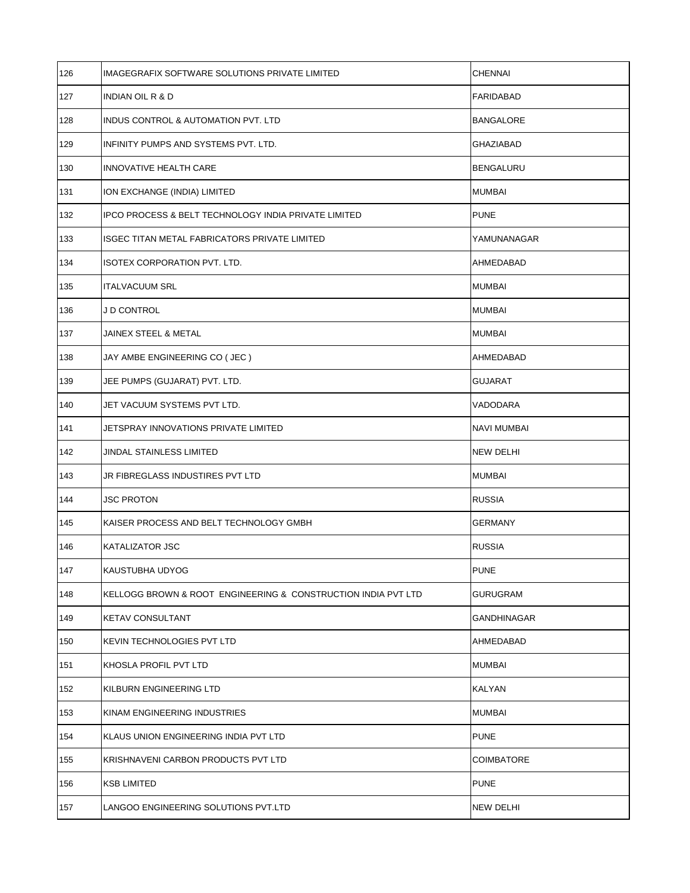| | | |
|---|---|---|
| 126 | IMAGEGRAFIX SOFTWARE SOLUTIONS PRIVATE LIMITED | CHENNAI |
| 127 | INDIAN OIL R & D | FARIDABAD |
| 128 | INDUS CONTROL & AUTOMATION PVT. LTD | BANGALORE |
| 129 | INFINITY PUMPS AND SYSTEMS PVT. LTD. | GHAZIABAD |
| 130 | INNOVATIVE HEALTH CARE | BENGALURU |
| 131 | ION EXCHANGE (INDIA) LIMITED | MUMBAI |
| 132 | IPCO PROCESS & BELT TECHNOLOGY INDIA PRIVATE LIMITED | PUNE |
| 133 | ISGEC TITAN METAL FABRICATORS PRIVATE LIMITED | YAMUNANAGAR |
| 134 | ISOTEX CORPORATION PVT. LTD. | AHMEDABAD |
| 135 | ITALVACUUM SRL | MUMBAI |
| 136 | J D CONTROL | MUMBAI |
| 137 | JAINEX STEEL & METAL | MUMBAI |
| 138 | JAY AMBE ENGINEERING CO ( JEC ) | AHMEDABAD |
| 139 | JEE PUMPS (GUJARAT) PVT. LTD. | GUJARAT |
| 140 | JET VACUUM SYSTEMS PVT LTD. | VADODARA |
| 141 | JETSPRAY INNOVATIONS PRIVATE LIMITED | NAVI MUMBAI |
| 142 | JINDAL STAINLESS LIMITED | NEW DELHI |
| 143 | JR FIBREGLASS INDUSTIRES PVT LTD | MUMBAI |
| 144 | JSC PROTON | RUSSIA |
| 145 | KAISER PROCESS AND BELT TECHNOLOGY GMBH | GERMANY |
| 146 | KATALIZATOR JSC | RUSSIA |
| 147 | KAUSTUBHA UDYOG | PUNE |
| 148 | KELLOGG BROWN & ROOT ENGINEERING & CONSTRUCTION INDIA PVT LTD | GURUGRAM |
| 149 | KETAV CONSULTANT | GANDHINAGAR |
| 150 | KEVIN TECHNOLOGIES PVT LTD | AHMEDABAD |
| 151 | KHOSLA PROFIL PVT LTD | MUMBAI |
| 152 | KILBURN ENGINEERING LTD | KALYAN |
| 153 | KINAM ENGINEERING INDUSTRIES | MUMBAI |
| 154 | KLAUS UNION ENGINEERING INDIA PVT LTD | PUNE |
| 155 | KRISHNAVENI CARBON PRODUCTS PVT LTD | COIMBATORE |
| 156 | KSB LIMITED | PUNE |
| 157 | LANGOO ENGINEERING SOLUTIONS PVT.LTD | NEW DELHI |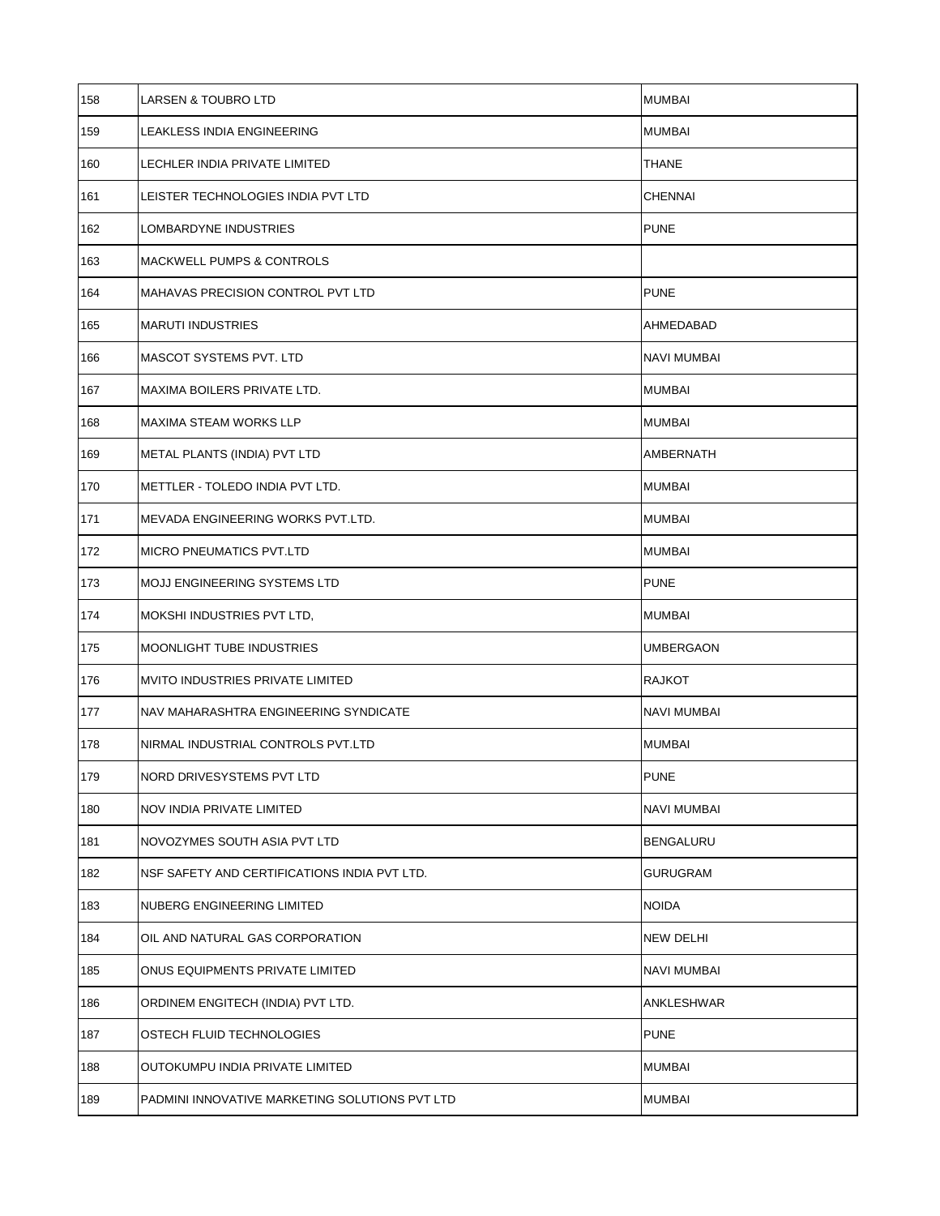| | | |
|---|---|---|
| 158 | LARSEN & TOUBRO LTD | MUMBAI |
| 159 | LEAKLESS INDIA ENGINEERING | MUMBAI |
| 160 | LECHLER INDIA PRIVATE LIMITED | THANE |
| 161 | LEISTER TECHNOLOGIES INDIA PVT LTD | CHENNAI |
| 162 | LOMBARDYNE INDUSTRIES | PUNE |
| 163 | MACKWELL PUMPS & CONTROLS | |
| 164 | MAHAVAS PRECISION CONTROL PVT LTD | PUNE |
| 165 | MARUTI INDUSTRIES | AHMEDABAD |
| 166 | MASCOT SYSTEMS PVT. LTD | NAVI MUMBAI |
| 167 | MAXIMA BOILERS PRIVATE LTD. | MUMBAI |
| 168 | MAXIMA STEAM WORKS LLP | MUMBAI |
| 169 | METAL PLANTS (INDIA) PVT LTD | AMBERNATH |
| 170 | METTLER - TOLEDO INDIA PVT LTD. | MUMBAI |
| 171 | MEVADA ENGINEERING WORKS PVT.LTD. | MUMBAI |
| 172 | MICRO PNEUMATICS PVT.LTD | MUMBAI |
| 173 | MOJJ ENGINEERING SYSTEMS LTD | PUNE |
| 174 | MOKSHI INDUSTRIES PVT LTD, | MUMBAI |
| 175 | MOONLIGHT TUBE INDUSTRIES | UMBERGAON |
| 176 | MVITO INDUSTRIES PRIVATE LIMITED | RAJKOT |
| 177 | NAV MAHARASHTRA ENGINEERING SYNDICATE | NAVI MUMBAI |
| 178 | NIRMAL INDUSTRIAL CONTROLS PVT.LTD | MUMBAI |
| 179 | NORD DRIVESYSTEMS PVT LTD | PUNE |
| 180 | NOV INDIA PRIVATE LIMITED | NAVI MUMBAI |
| 181 | NOVOZYMES SOUTH ASIA PVT LTD | BENGALURU |
| 182 | NSF SAFETY AND CERTIFICATIONS INDIA PVT LTD. | GURUGRAM |
| 183 | NUBERG ENGINEERING LIMITED | NOIDA |
| 184 | OIL AND NATURAL GAS CORPORATION | NEW DELHI |
| 185 | ONUS EQUIPMENTS PRIVATE LIMITED | NAVI MUMBAI |
| 186 | ORDINEM ENGITECH (INDIA) PVT LTD. | ANKLESHWAR |
| 187 | OSTECH FLUID TECHNOLOGIES | PUNE |
| 188 | OUTOKUMPU INDIA PRIVATE LIMITED | MUMBAI |
| 189 | PADMINI INNOVATIVE MARKETING SOLUTIONS PVT LTD | MUMBAI |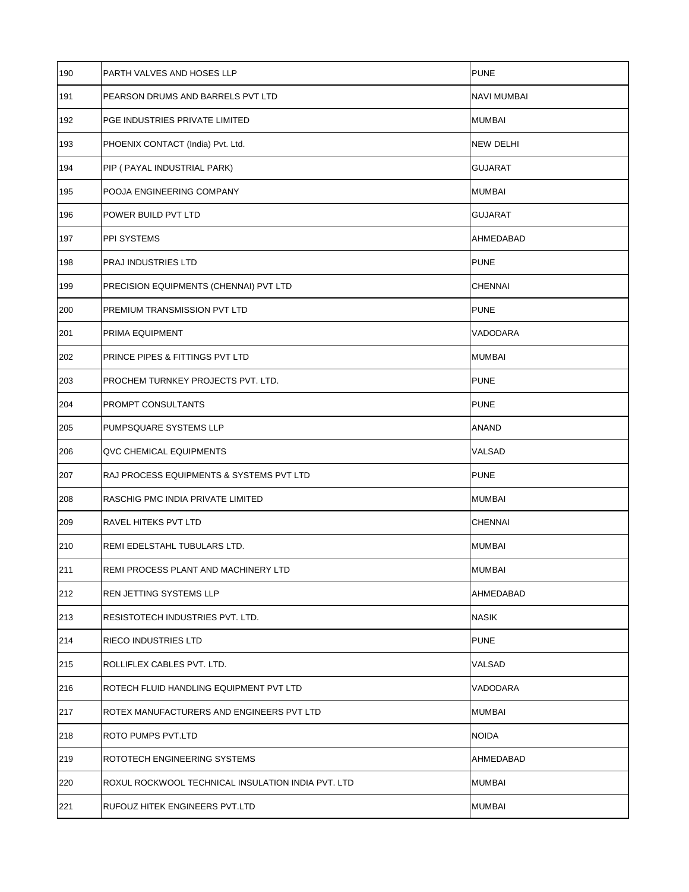| 190 | PARTH VALVES AND HOSES LLP | PUNE |
|---|---|---|
| 191 | PEARSON DRUMS AND BARRELS PVT LTD | NAVI MUMBAI |
| 192 | PGE INDUSTRIES PRIVATE LIMITED | MUMBAI |
| 193 | PHOENIX CONTACT (India) Pvt. Ltd. | NEW DELHI |
| 194 | PIP ( PAYAL INDUSTRIAL PARK) | GUJARAT |
| 195 | POOJA ENGINEERING COMPANY | MUMBAI |
| 196 | POWER BUILD PVT LTD | GUJARAT |
| 197 | PPI SYSTEMS | AHMEDABAD |
| 198 | PRAJ INDUSTRIES LTD | PUNE |
| 199 | PRECISION EQUIPMENTS (CHENNAI) PVT LTD | CHENNAI |
| 200 | PREMIUM TRANSMISSION PVT LTD | PUNE |
| 201 | PRIMA EQUIPMENT | VADODARA |
| 202 | PRINCE PIPES & FITTINGS PVT LTD | MUMBAI |
| 203 | PROCHEM TURNKEY PROJECTS PVT. LTD. | PUNE |
| 204 | PROMPT CONSULTANTS | PUNE |
| 205 | PUMPSQUARE SYSTEMS LLP | ANAND |
| 206 | QVC CHEMICAL EQUIPMENTS | VALSAD |
| 207 | RAJ PROCESS EQUIPMENTS & SYSTEMS PVT LTD | PUNE |
| 208 | RASCHIG PMC INDIA PRIVATE LIMITED | MUMBAI |
| 209 | RAVEL HITEKS PVT LTD | CHENNAI |
| 210 | REMI EDELSTAHL TUBULARS LTD. | MUMBAI |
| 211 | REMI PROCESS PLANT AND MACHINERY LTD | MUMBAI |
| 212 | REN JETTING SYSTEMS LLP | AHMEDABAD |
| 213 | RESISTOTECH INDUSTRIES PVT. LTD. | NASIK |
| 214 | RIECO INDUSTRIES LTD | PUNE |
| 215 | ROLLIFLEX CABLES PVT. LTD. | VALSAD |
| 216 | ROTECH FLUID HANDLING EQUIPMENT PVT LTD | VADODARA |
| 217 | ROTEX MANUFACTURERS AND ENGINEERS PVT LTD | MUMBAI |
| 218 | ROTO PUMPS PVT.LTD | NOIDA |
| 219 | ROTOTECH ENGINEERING SYSTEMS | AHMEDABAD |
| 220 | ROXUL ROCKWOOL TECHNICAL INSULATION INDIA PVT. LTD | MUMBAI |
| 221 | RUFOUZ HITEK ENGINEERS PVT.LTD | MUMBAI |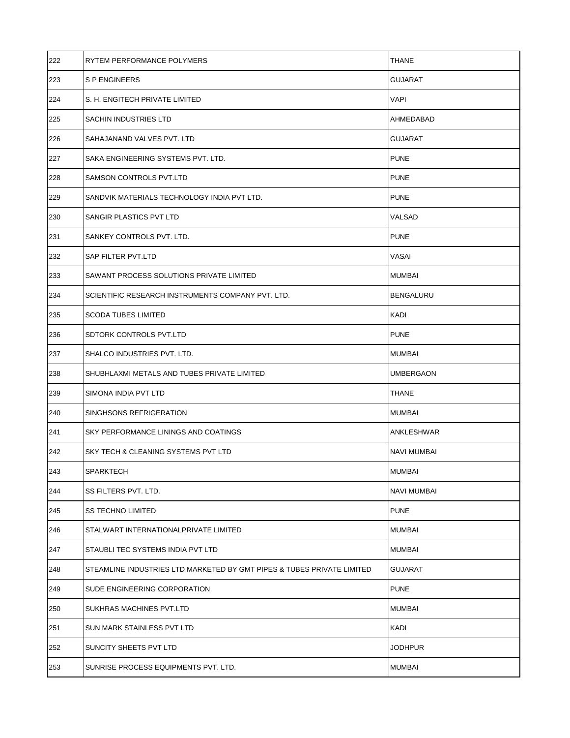| | | |
|---|---|---|
| 222 | RYTEM PERFORMANCE POLYMERS | THANE |
| 223 | S P ENGINEERS | GUJARAT |
| 224 | S. H. ENGITECH PRIVATE LIMITED | VAPI |
| 225 | SACHIN INDUSTRIES LTD | AHMEDABAD |
| 226 | SAHAJANAND VALVES PVT. LTD | GUJARAT |
| 227 | SAKA ENGINEERING SYSTEMS PVT. LTD. | PUNE |
| 228 | SAMSON CONTROLS PVT.LTD | PUNE |
| 229 | SANDVIK MATERIALS TECHNOLOGY INDIA PVT LTD. | PUNE |
| 230 | SANGIR PLASTICS PVT LTD | VALSAD |
| 231 | SANKEY CONTROLS PVT. LTD. | PUNE |
| 232 | SAP FILTER PVT.LTD | VASAI |
| 233 | SAWANT PROCESS SOLUTIONS PRIVATE LIMITED | MUMBAI |
| 234 | SCIENTIFIC RESEARCH INSTRUMENTS COMPANY PVT. LTD. | BENGALURU |
| 235 | SCODA TUBES LIMITED | KADI |
| 236 | SDTORK CONTROLS PVT.LTD | PUNE |
| 237 | SHALCO INDUSTRIES PVT. LTD. | MUMBAI |
| 238 | SHUBHLAXMI METALS AND TUBES PRIVATE LIMITED | UMBERGAON |
| 239 | SIMONA INDIA PVT LTD | THANE |
| 240 | SINGHSONS REFRIGERATION | MUMBAI |
| 241 | SKY PERFORMANCE LININGS AND COATINGS | ANKLESHWAR |
| 242 | SKY TECH & CLEANING SYSTEMS PVT LTD | NAVI MUMBAI |
| 243 | SPARKTECH | MUMBAI |
| 244 | SS FILTERS PVT. LTD. | NAVI MUMBAI |
| 245 | SS TECHNO LIMITED | PUNE |
| 246 | STALWART INTERNATIONALPRIVATE LIMITED | MUMBAI |
| 247 | STAUBLI TEC SYSTEMS INDIA PVT LTD | MUMBAI |
| 248 | STEAMLINE INDUSTRIES LTD MARKETED BY GMT PIPES & TUBES PRIVATE LIMITED | GUJARAT |
| 249 | SUDE ENGINEERING CORPORATION | PUNE |
| 250 | SUKHRAS MACHINES PVT.LTD | MUMBAI |
| 251 | SUN MARK STAINLESS PVT LTD | KADI |
| 252 | SUNCITY SHEETS PVT LTD | JODHPUR |
| 253 | SUNRISE PROCESS EQUIPMENTS PVT. LTD. | MUMBAI |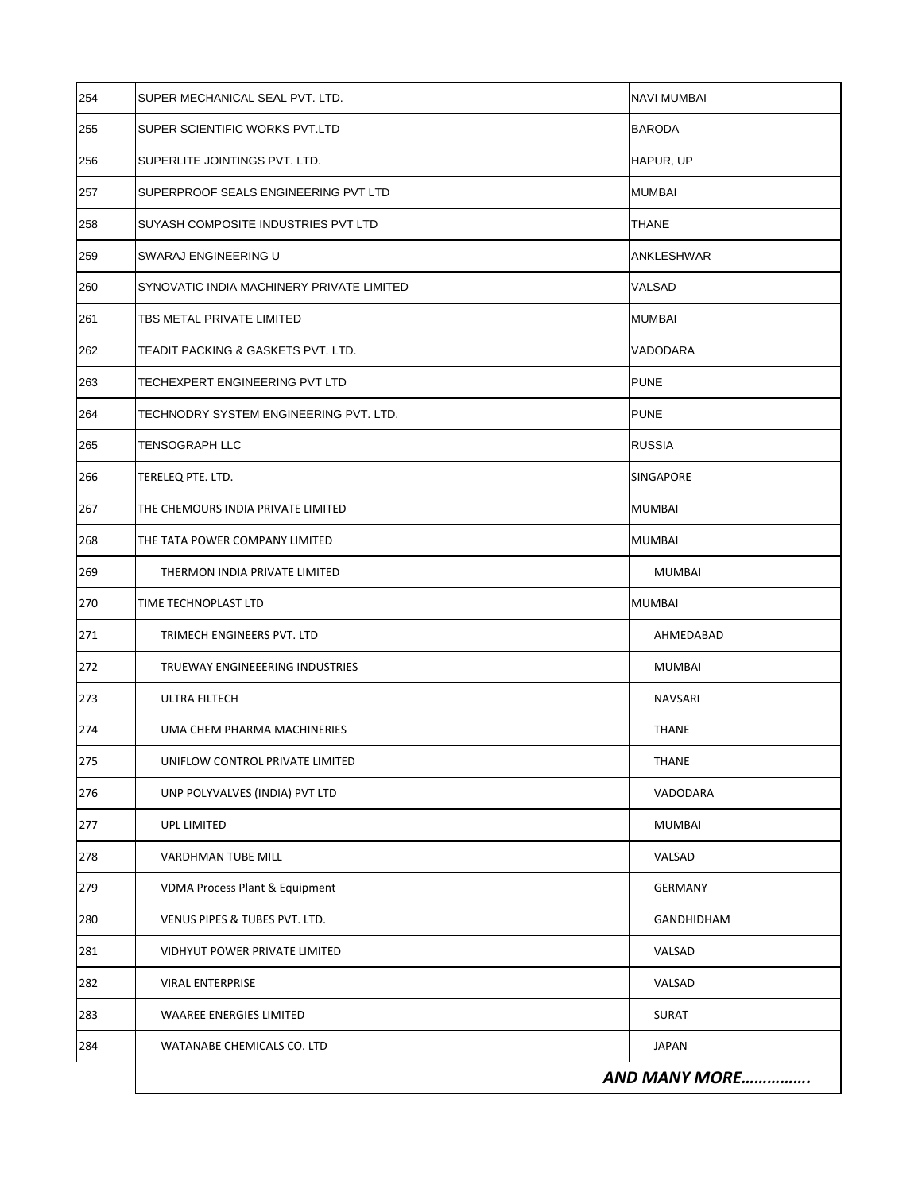| | | |
|---|---|---|
| 254 | SUPER MECHANICAL SEAL PVT. LTD. | NAVI MUMBAI |
| 255 | SUPER SCIENTIFIC WORKS PVT.LTD | BARODA |
| 256 | SUPERLITE JOINTINGS PVT. LTD. | HAPUR, UP |
| 257 | SUPERPROOF SEALS ENGINEERING PVT LTD | MUMBAI |
| 258 | SUYASH COMPOSITE INDUSTRIES PVT LTD | THANE |
| 259 | SWARAJ ENGINEERING U | ANKLESHWAR |
| 260 | SYNOVATIC INDIA MACHINERY PRIVATE LIMITED | VALSAD |
| 261 | TBS METAL PRIVATE LIMITED | MUMBAI |
| 262 | TEADIT PACKING & GASKETS PVT. LTD. | VADODARA |
| 263 | TECHEXPERT ENGINEERING PVT LTD | PUNE |
| 264 | TECHNODRY SYSTEM ENGINEERING PVT. LTD. | PUNE |
| 265 | TENSOGRAPH LLC | RUSSIA |
| 266 | TERELEQ PTE. LTD. | SINGAPORE |
| 267 | THE CHEMOURS INDIA PRIVATE LIMITED | MUMBAI |
| 268 | THE TATA POWER COMPANY LIMITED | MUMBAI |
| 269 | THERMON INDIA PRIVATE LIMITED | MUMBAI |
| 270 | TIME TECHNOPLAST LTD | MUMBAI |
| 271 | TRIMECH ENGINEERS PVT. LTD | AHMEDABAD |
| 272 | TRUEWAY ENGINEEERING INDUSTRIES | MUMBAI |
| 273 | ULTRA FILTECH | NAVSARI |
| 274 | UMA CHEM PHARMA MACHINERIES | THANE |
| 275 | UNIFLOW CONTROL PRIVATE LIMITED | THANE |
| 276 | UNP POLYVALVES (INDIA) PVT LTD | VADODARA |
| 277 | UPL LIMITED | MUMBAI |
| 278 | VARDHMAN TUBE MILL | VALSAD |
| 279 | VDMA Process Plant & Equipment | GERMANY |
| 280 | VENUS PIPES & TUBES PVT. LTD. | GANDHIDHAM |
| 281 | VIDHYUT POWER PRIVATE LIMITED | VALSAD |
| 282 | VIRAL ENTERPRISE | VALSAD |
| 283 | WAAREE ENERGIES LIMITED | SURAT |
| 284 | WATANABE CHEMICALS CO. LTD | JAPAN |
| | | ***AND MANY MORE……………*** |